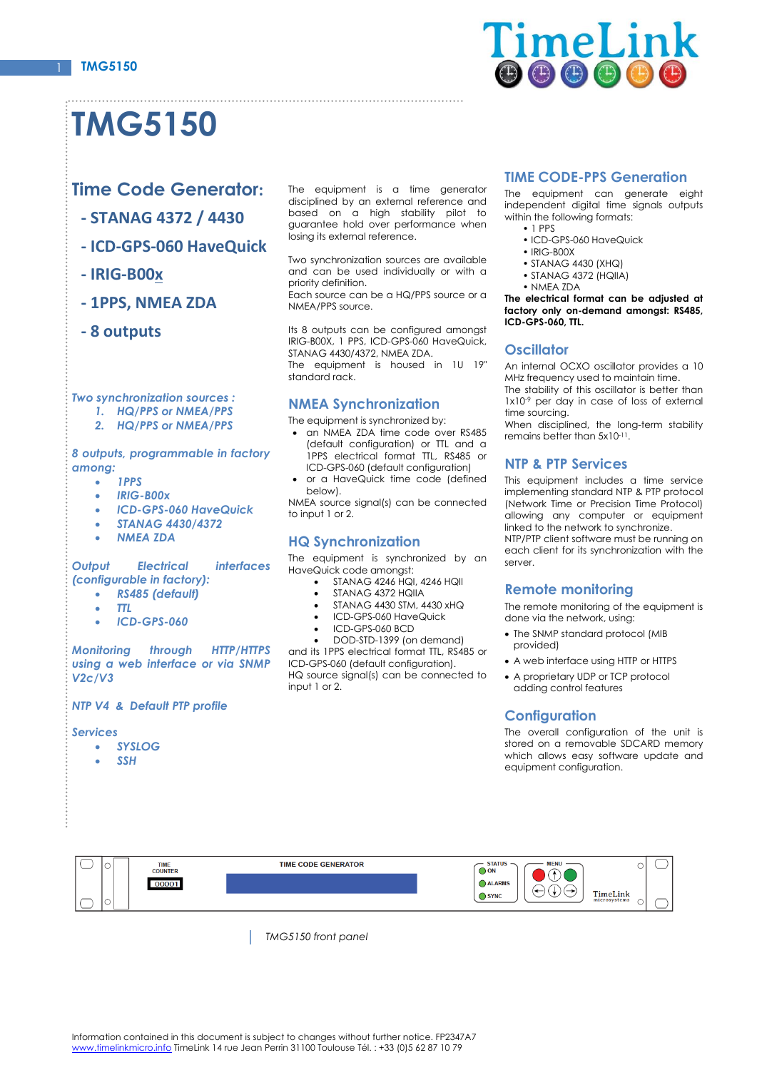# TMG5150

## Time Code Generator:

## - STANAG 4372 / 4430

## - ICD-GPS-060 HaveQuick

## - IRIG-B00x

## - 1PPS, NMEA ZDA

## - 8 outputs

*Two synchronization sources :*

1. *HQ/PPS or NMEA/PPS*
2. *HQ/PPS or NMEA/PPS*

*8 outputs, programmable in factory among:*

- *1PPS*
- *IRIG-B00x*
- *ICD-GPS-060 HaveQuick*
- *STANAG 4430/4372*
- *NMEA ZDA*

*Output Electrical interfaces (configurable in factory):*

- *RS485 (default)*
- *TTL*
- *ICD-GPS-060*

*Monitoring through HTTP/HTTPS using a web interface or via SNMP V2c/V3*

*NTP V4 & Default PTP profile*

*Services*

- *SYSLOG*
- *SSH*

The equipment is a time generator disciplined by an external reference and based on a high stability pilot to guarantee hold over performance when losing its external reference.

Two synchronization sources are available and can be used individually or with a priority definition.
Each source can be a HQ/PPS source or a NMEA/PPS source.

Its 8 outputs can be configured amongst IRIG-B00X, 1 PPS, ICD-GPS-060 HaveQuick, STANAG 4430/4372, NMEA ZDA.
The equipment is housed in 1U 19" standard rack.

## NMEA Synchronization

The equipment is synchronized by:

- an NMEA ZDA time code over RS485 (default configuration) or TTL and a 1PPS electrical format TTL, RS485 or ICD-GPS-060 (default configuration)
- or a HaveQuick time code (defined below).

NMEA source signal(s) can be connected to input 1 or 2.

## HQ Synchronization

The equipment is synchronized by an HaveQuick code amongst:

- STANAG 4246 HQI, 4246 HQII
- STANAG 4372 HQIIA
- STANAG 4430 STM, 4430 xHQ
- ICD-GPS-060 HaveQuick
- ICD-GPS-060 BCD
- DOD-STD-1399 (on demand)

and its 1PPS electrical format TTL, RS485 or ICD-GPS-060 (default configuration).
HQ source signal(s) can be connected to input 1 or 2.

## TIME CODE-PPS Generation

The equipment can generate eight independent digital time signals outputs within the following formats:

- 1 PPS
- ICD-GPS-060 HaveQuick
- IRIG-B00X
- STANAG 4430 (XHQ)
- STANAG 4372 (HQIIA)
- NMEA ZDA

**The electrical format can be adjusted at factory only on-demand amongst: RS485, ICD-GPS-060, TTL.**

## Oscillator

An internal OCXO oscillator provides a 10 MHz frequency used to maintain time.
The stability of this oscillator is better than $1x10^{-9}$ per day in case of loss of external time sourcing.
When disciplined, the long-term stability remains better than $5x10^{-11}$.

## NTP & PTP Services

This equipment includes a time service implementing standard NTP & PTP protocol (Network Time or Precision Time Protocol) allowing any computer or equipment linked to the network to synchronize.
NTP/PTP client software must be running on each client for its synchronization with the server.

## Remote monitoring

The remote monitoring of the equipment is done via the network, using:

- The SNMP standard protocol (MIB provided)
- A web interface using HTTP or HTTPS
- A proprietary UDP or TCP protocol adding control features

## Configuration

The overall configuration of the unit is stored on a removable SDCARD memory which allows easy software update and equipment configuration.

*TMG5150 front panel*

Information contained in this document is subject to changes without further notice. FP2347A7
www.timelinkmicro.info TimeLink 14 rue Jean Perrin 31100 Toulouse Tél. : +33 (0)5 62 87 10 79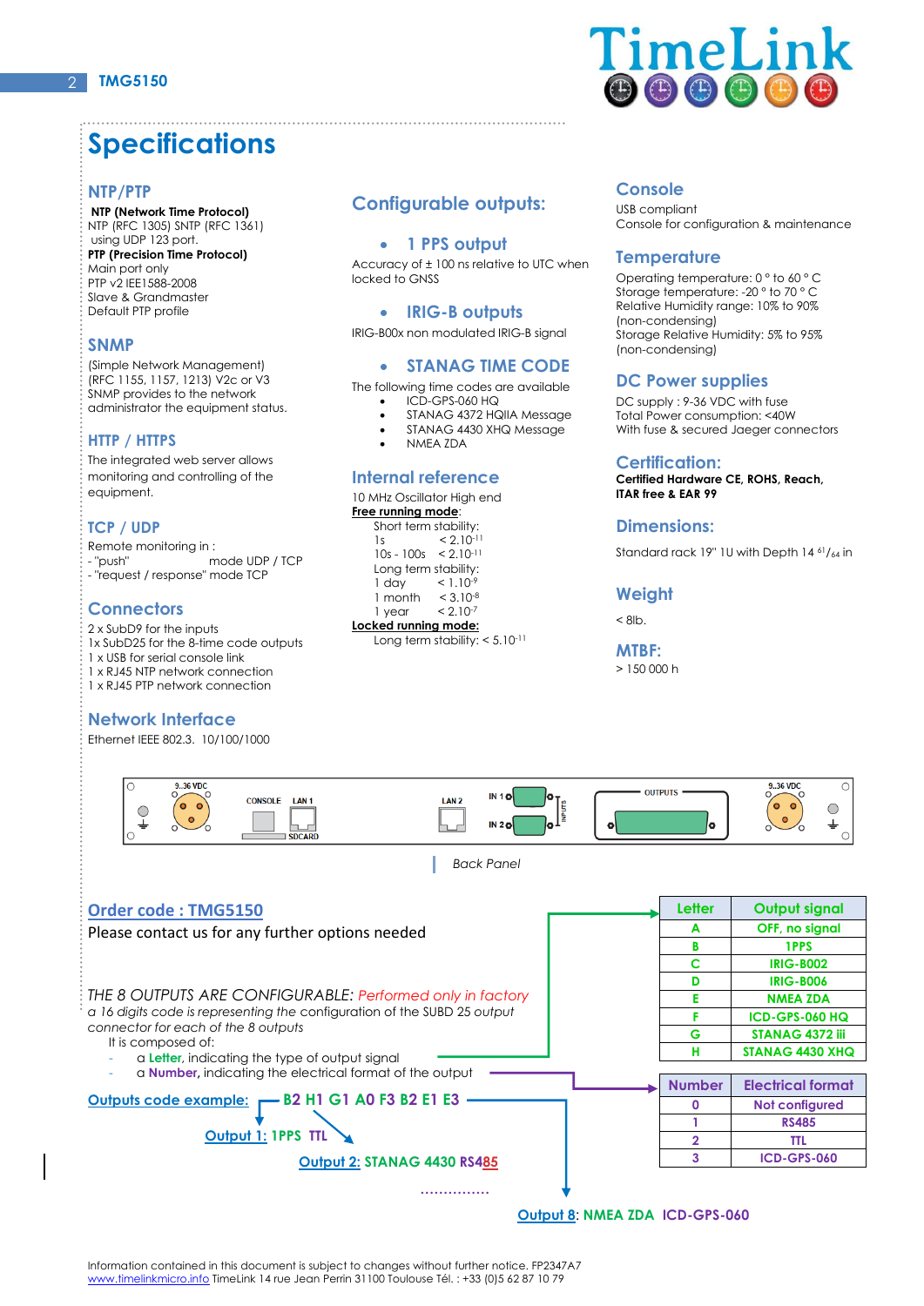# Specifications

## NTP/PTP

**NTP (Network Time Protocol)**
NTP (RFC 1305) SNTP (RFC 1361) using UDP 123 port.
**PTP (Precision Time Protocol)**
Main port only
PTP v2 IEE1588-2008
Slave & Grandmaster
Default PTP profile

## SNMP

(Simple Network Management) (RFC 1155, 1157, 1213) V2c or V3
SNMP provides to the network administrator the equipment status.

## HTTP / HTTPS

The integrated web server allows monitoring and controlling of the equipment.

## TCP / UDP

Remote monitoring in :
- "push" mode UDP / TCP
- "request / response" mode TCP

## Connectors

2 x SubD9 for the inputs
1x SubD25 for the 8-time code outputs
1 x USB for serial console link
1 x RJ45 NTP network connection
1 x RJ45 PTP network connection

## Network Interface

Ethernet IEEE 802.3. 10/100/1000

## Configurable outputs:

- **1 PPS output**

Accuracy of ± 100 ns relative to UTC when locked to GNSS

- **IRIG-B outputs**

IRIG-B00x non modulated IRIG-B signal

- **STANAG TIME CODE**

The following time codes are available
- ICD-GPS-060 HQ
- STANAG 4372 HQIIA Message
- STANAG 4430 XHQ Message
- NMEA ZDA

## Internal reference

10 MHz Oscillator High end
**Free running mode**:
Short term stability:
1s $< 2.10^{-11}$
10s - 100s $< 2.10^{-11}$
Long term stability:
1 day $< 1.10^{-9}$
1 month $< 3.10^{-8}$
1 year $< 2.10^{-7}$
**Locked running mode:**
Long term stability: $< 5.10^{-11}$

## Console

USB compliant
Console for configuration & maintenance

## Temperature

Operating temperature: 0 ° to 60 ° C
Storage temperature: -20 ° to 70 ° C
Relative Humidity range: 10% to 90% (non-condensing)
Storage Relative Humidity: 5% to 95% (non-condensing)

## DC Power supplies

DC supply : 9-36 VDC with fuse
Total Power consumption: <40W
With fuse & secured Jaeger connectors

## Certification:

**Certified Hardware CE, ROHS, Reach, ITAR free & EAR 99**

## Dimensions:

Standard rack 19" 1U with Depth 14 61/64 in

## Weight

< 8lb.

## MTBF:

> 150 000 h

9..36 VDC   CONSOLE   LAN 1   SDCARD   LAN 2   IN 1   IN 2   INPUTS   OUTPUTS   9..36 VDC

*Back Panel*

## Order code : TMG5150

Please contact us for any further options needed

*THE 8 OUTPUTS ARE CONFIGURABLE: Performed only in factory*
*a 16 digits code is representing the configuration of the SUBD 25 output connector for each of the 8 outputs*
It is composed of:
- a **Letter**, indicating the type of output signal
- a **Number**, indicating the electrical format of the output

| Letter | Output signal |
|---|---|
| A | OFF, no signal |
| B | 1PPS |
| C | IRIG-B002 |
| D | IRIG-B006 |
| E | NMEA ZDA |
| F | ICD-GPS-060 HQ |
| G | STANAG 4372 iii |
| H | STANAG 4430 XHQ |

| Number | Electrical format |
|---|---|
| 0 | Not configured |
| 1 | RS485 |
| 2 | TTL |
| 3 | ICD-GPS-060 |

**Outputs code example:** B2 H1 G1 A0 F3 B2 E1 E3

**Output 1:** 1PPS TTL

**Output 2:** STANAG 4430 RS485

..............

**Output 8:** NMEA ZDA ICD-GPS-060

Information contained in this document is subject to changes without further notice. FP2347A7
www.timelinkmicro.info TimeLink 14 rue Jean Perrin 31100 Toulouse Tél. : +33 (0)5 62 87 10 79